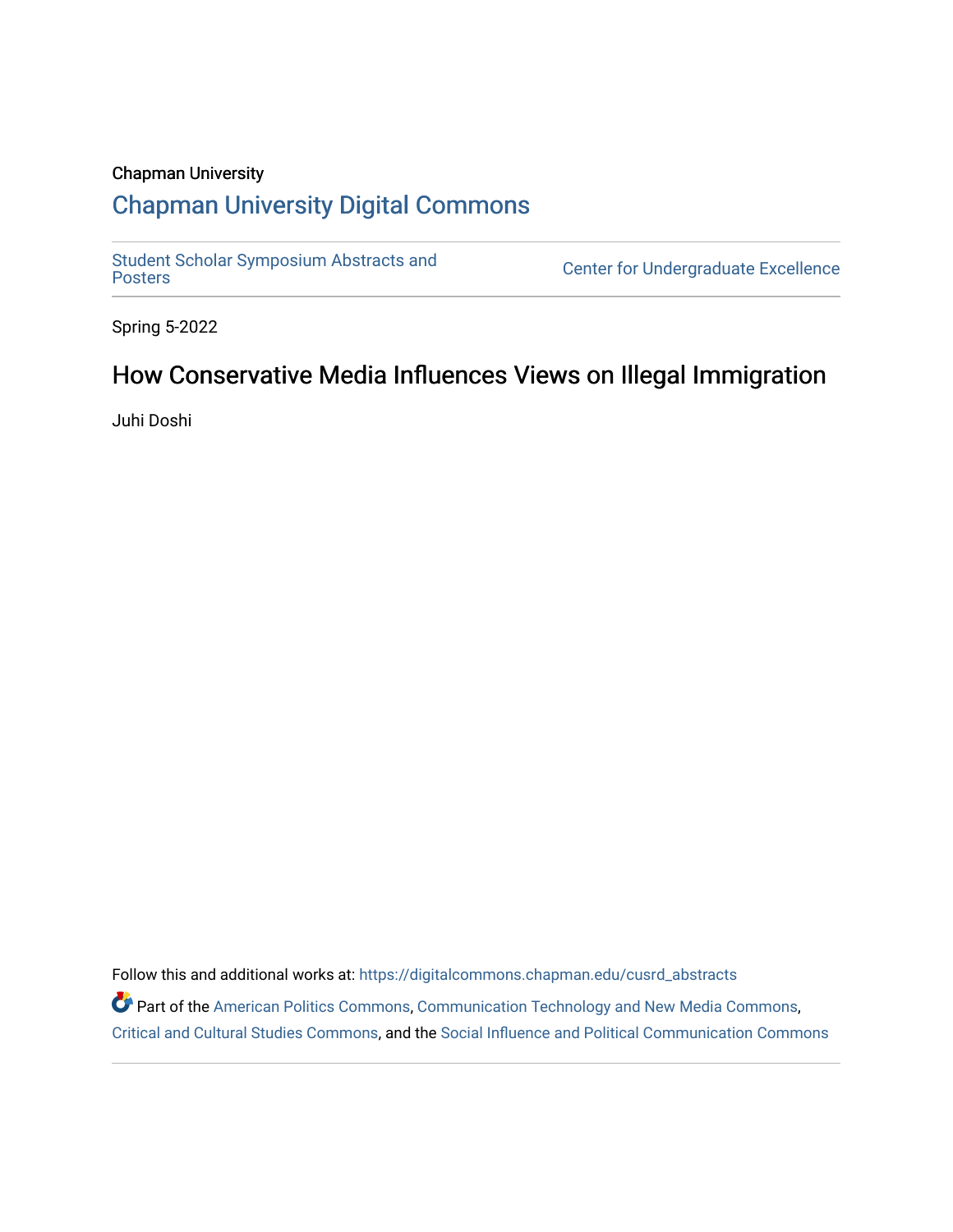Chapman University

# Chapman University Digital Commons

Student Scholar Symposium Abstracts and Posters | Center for Undergraduate Excellence

Spring 5-2022

## How Conservative Media Influences Views on Illegal Immigration

Juhi Doshi

Follow this and additional works at: https://digitalcommons.chapman.edu/cusrd_abstracts

Part of the American Politics Commons, Communication Technology and New Media Commons, Critical and Cultural Studies Commons, and the Social Influence and Political Communication Commons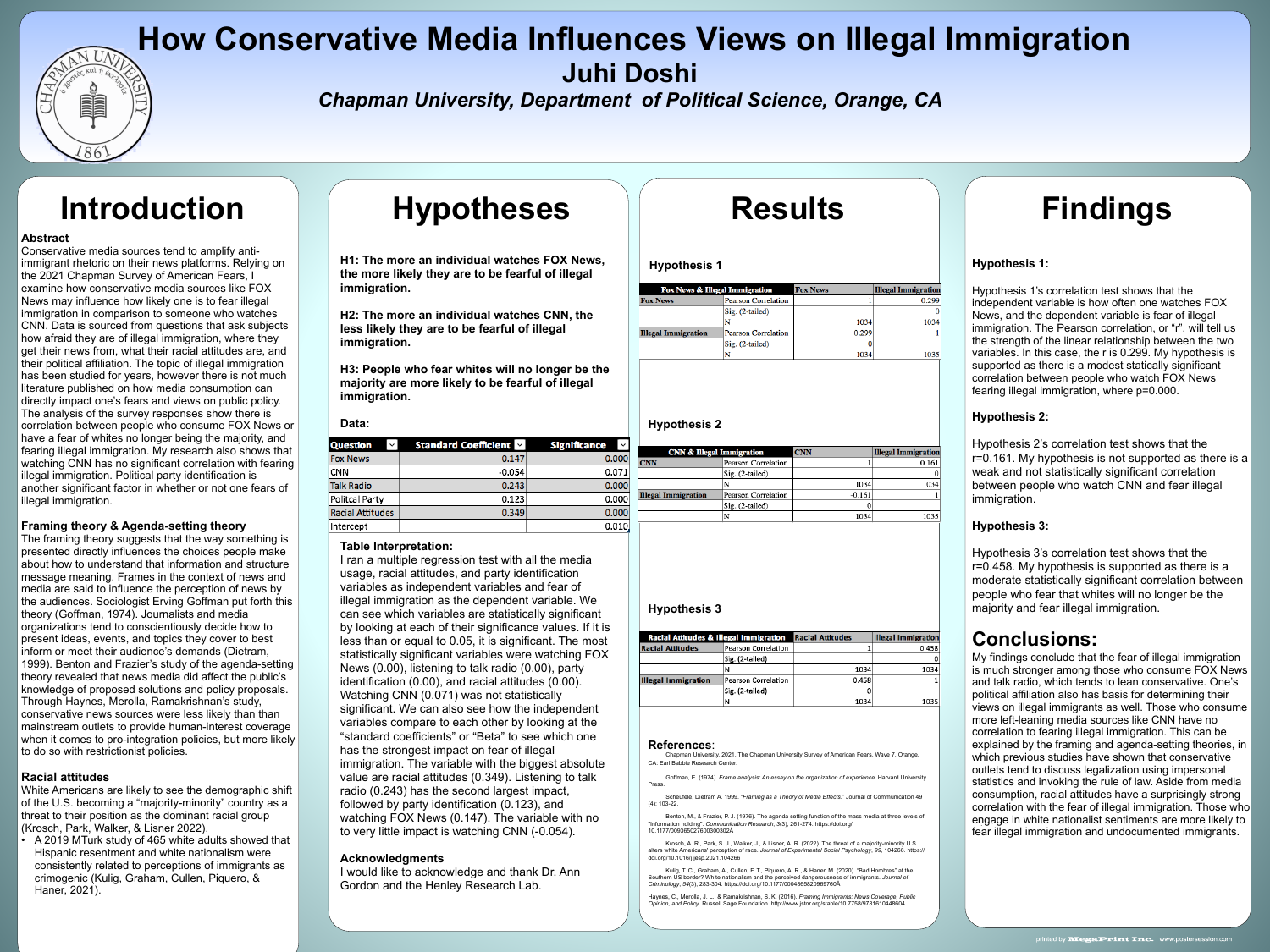# How Conservative Media Influences Views on Illegal Immigration

## Juhi Doshi

### *Chapman University, Department of Political Science, Orange, CA*

## Introduction

**Abstract**

Conservative media sources tend to amplify anti-immigrant rhetoric on their news platforms. Relying on the 2021 Chapman Survey of American Fears, I examine how conservative media sources like FOX News may influence how likely one is to fear illegal immigration in comparison to someone who watches CNN. Data is sourced from questions that ask subjects how afraid they are of illegal immigration, where they get their news from, what their racial attitudes are, and their political affiliation. The topic of illegal immigration has been studied for years, however there is not much literature published on how media consumption can directly impact one's fears and views on public policy. The analysis of the survey responses show there is correlation between people who consume FOX News or have a fear of whites no longer being the majority, and fearing illegal immigration. My research also shows that watching CNN has no significant correlation with fearing illegal immigration. Political party identification is another significant factor in whether or not one fears of illegal immigration.

**Framing theory & Agenda-setting theory**

The framing theory suggests that the way something is presented directly influences the choices people make about how to understand that information and structure message meaning. Frames in the context of news and media are said to influence the perception of news by the audiences. Sociologist Erving Goffman put forth this theory (Goffman, 1974). Journalists and media organizations tend to conscientiously decide how to present ideas, events, and topics they cover to best inform or meet their audience's demands (Dietram, 1999). Benton and Frazier's study of the agenda-setting theory revealed that news media did affect the public's knowledge of proposed solutions and policy proposals. Through Haynes, Merolla, Ramakrishnan's study, conservative news sources were less likely than mainstream outlets to provide human-interest coverage when it comes to pro-integration policies, but more likely to do so with restrictionist policies.

**Racial attitudes**

White Americans are likely to see the demographic shift of the U.S. becoming a "majority-minority" country as a threat to their position as the dominant racial group (Krosch, Park, Walker, & Lisner 2022).

- A 2019 MTurk study of 465 white adults showed that Hispanic resentment and white nationalism were consistently related to perceptions of immigrants as crimogenic (Kulig, Graham, Cullen, Piquero, & Haner, 2021).

## Hypotheses

**H1: The more an individual watches FOX News, the more likely they are to be fearful of illegal immigration.**

**H2: The more an individual watches CNN, the less likely they are to be fearful of illegal immigration.**

**H3: People who fear whites will no longer be the majority are more likely to be fearful of illegal immigration.**

**Data:**

| Question | Standard Coefficient | Significance |
|---|---|---|
| Fox News | 0.147 | 0.000 |
| CNN | -0.054 | 0.071 |
| Talk Radio | 0.243 | 0.000 |
| Politcal Party | 0.123 | 0.000 |
| Racial Attitudes | 0.349 | 0.000 |
| Intercept | | 0.010 |

**Table Interpretation:**

I ran a multiple regression test with all the media usage, racial attitudes, and party identification variables as independent variables and fear of illegal immigration as the dependent variable. We can see which variables are statistically significant by looking at each of their significance values. If it is less than or equal to 0.05, it is significant. The most statistically significant variables were watching FOX News (0.00), listening to talk radio (0.00), party identification (0.00), and racial attitudes (0.00). Watching CNN (0.071) was not statistically significant. We can also see how the independent variables compare to each other by looking at the "standard coefficients" or "Beta" to see which one has the strongest impact on fear of illegal immigration. The variable with the biggest absolute value are racial attitudes (0.349). Listening to talk radio (0.243) has the second largest impact, followed by party identification (0.123), and watching FOX News (0.147). The variable with no to very little impact is watching CNN (-0.054).

**Acknowledgments**

I would like to acknowledge and thank Dr. Ann Gordon and the Henley Research Lab.

## Results

**Hypothesis 1**

| Fox News & Illegal Immigration | | Fox News | Illegal Immigration |
|---|---|---|---|
| Fox News | Pearson Correlation | 1 | 0.299 |
| | Sig. (2-tailed) | | 0 |
| | N | 1034 | 1034 |
| Illegal Immigration | Pearson Correlation | 0.299 | 1 |
| | Sig. (2-tailed) | 0 | |
| | N | 1034 | 1035 |

**Hypothesis 2**

| CNN & Illegal Immigration | | CNN | Illegal Immigration |
|---|---|---|---|
| CNN | Pearson Correlation | 1 | 0.161 |
| | Sig. (2-tailed) | | 0 |
| | N | 1034 | 1034 |
| Illegal Immigration | Pearson Correlation | -0.161 | 1 |
| | Sig. (2-tailed) | 0 | |
| | N | 1034 | 1035 |

**Hypothesis 3**

| Racial Attitudes & Illegal Immigration | | Racial Attitudes | Illegal Immigration |
|---|---|---|---|
| Racial Attitudes | Pearson Correlation | 1 | 0.458 |
| | Sig. (2-tailed) | | 0 |
| | N | 1034 | 1034 |
| Illegal Immigration | Pearson Correlation | 0.458 | 1 |
| | Sig. (2-tailed) | 0 | |
| | N | 1034 | 1035 |

**References**:

Chapman University. 2021. The Chapman University Survey of American Fears, Wave 7. Orange, CA: Earl Babbie Research Center.

Goffman, E. (1974). *Frame analysis: An essay on the organization of experience.* Harvard University Press.

Scheufele, Dietram A. 1999. *"Framing as a Theory of Media Effects."* Journal of Communication 49 (4): 103-22.

Benton, M., & Frazier, P. J. (1976). The agenda setting function of the mass media at three levels of "information holding". *Communication Research, 3*(3), 261-274. https://doi.org/10.1177/009365027600300302Â

Krosch, A. R., Park, S. J., Walker, J., & Lisner, A. R. (2022). The threat of a majority-minority U.S. alters white Americans' perception of race. *Journal of Experimental Social Psychology, 99*, 104266. https://doi.org/10.1016/j.jesp.2021.104266

Kulig, T. C., Graham, A., Cullen, F. T., Piquero, A. R., & Haner, M. (2020). "Bad Hombres" at the Southern US border? White nationalism and the perceived dangerousness of immigrants. *Journal of Criminology*. 54(3), 283-304. https://doi.org/10.1177/0004865820969760Â

Haynes, C., Merolla, J. L., & Ramakrishnan, S. K. (2016). *Framing Immigrants: News Coverage, Public Opinion, and Policy*. Russell Sage Foundation. http://www.jstor.org/stable/10.7758/9781610448604

## Findings

**Hypothesis 1:**

Hypothesis 1's correlation test shows that the independent variable is how often one watches FOX News, and the dependent variable is fear of illegal immigration. The Pearson correlation, or "r", will tell us the strength of the linear relationship between the two variables. In this case, the r is 0.299. My hypothesis is supported as there is a modest statically significant correlation between people who watch FOX News fearing illegal immigration, where p=0.000.

**Hypothesis 2:**

Hypothesis 2's correlation test shows that the r=0.161. My hypothesis is not supported as there is a weak and not statistically significant correlation between people who watch CNN and fear illegal immigration.

**Hypothesis 3:**

Hypothesis 3's correlation test shows that the r=0.458. My hypothesis is supported as there is a moderate statistically significant correlation between people who fear that whites will no longer be the majority and fear illegal immigration.

## Conclusions:

My findings conclude that the fear of illegal immigration is much stronger among those who consume FOX News and talk radio, which tends to lean conservative. One's political affiliation also has basis for determining their views on illegal immigrants as well. Those who consume more left-leaning media sources like CNN have no correlation to fearing illegal immigration. This can be explained by the framing and agenda-setting theories, in which previous studies have shown that conservative outlets tend to discuss legalization using impersonal statistics and invoking the rule of law. Aside from media consumption, racial attitudes have a surprisingly strong correlation with the fear of illegal immigration. Those who engage in white nationalist sentiments are more likely to fear illegal immigration and undocumented immigrants.